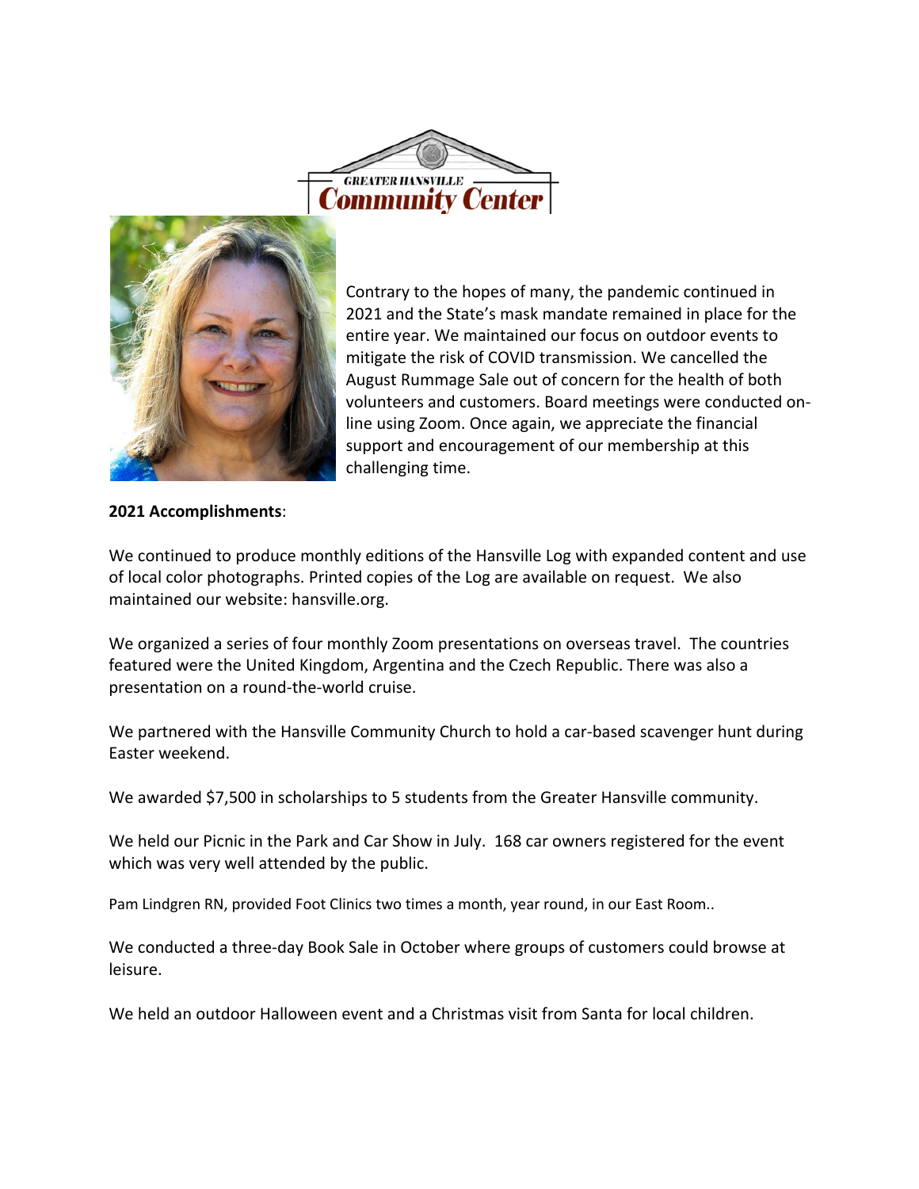GREATER HANSVILLE

# Community Center

Contrary to the hopes of many, the pandemic continued in 2021 and the State's mask mandate remained in place for the entire year. We maintained our focus on outdoor events to mitigate the risk of COVID transmission. We cancelled the August Rummage Sale out of concern for the health of both volunteers and customers. Board meetings were conducted on-line using Zoom. Once again, we appreciate the financial support and encouragement of our membership at this challenging time.

**2021 Accomplishments**:

We continued to produce monthly editions of the Hansville Log with expanded content and use of local color photographs. Printed copies of the Log are available on request. We also maintained our website: hansville.org.

We organized a series of four monthly Zoom presentations on overseas travel. The countries featured were the United Kingdom, Argentina and the Czech Republic. There was also a presentation on a round-the-world cruise.

We partnered with the Hansville Community Church to hold a car-based scavenger hunt during Easter weekend.

We awarded $7,500 in scholarships to 5 students from the Greater Hansville community.

We held our Picnic in the Park and Car Show in July. 168 car owners registered for the event which was very well attended by the public.

Pam Lindgren RN, provided Foot Clinics two times a month, year round, in our East Room..

We conducted a three-day Book Sale in October where groups of customers could browse at leisure.

We held an outdoor Halloween event and a Christmas visit from Santa for local children.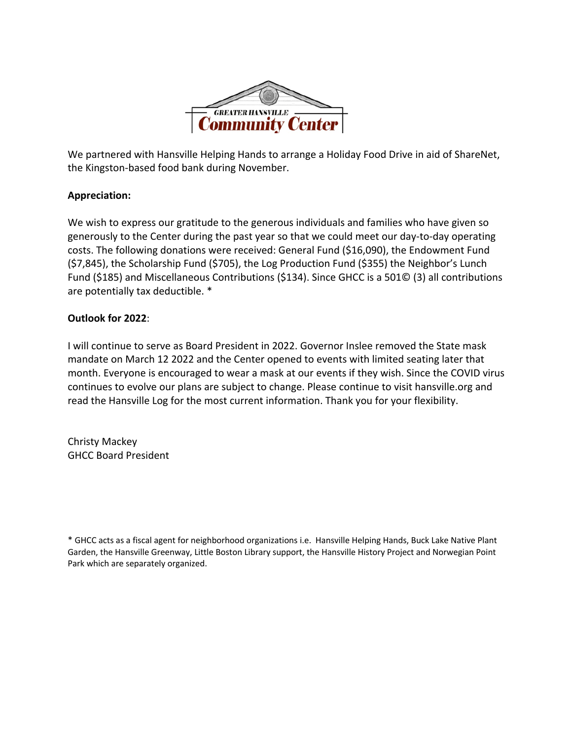GREATER HANSVILLE

Community Center

We partnered with Hansville Helping Hands to arrange a Holiday Food Drive in aid of ShareNet, the Kingston-based food bank during November.

**Appreciation:**

We wish to express our gratitude to the generous individuals and families who have given so generously to the Center during the past year so that we could meet our day-to-day operating costs. The following donations were received: General Fund ($16,090), the Endowment Fund ($7,845), the Scholarship Fund ($705), the Log Production Fund ($355) the Neighbor's Lunch Fund ($185) and Miscellaneous Contributions ($134). Since GHCC is a 501© (3) all contributions are potentially tax deductible. *

**Outlook for 2022**:

I will continue to serve as Board President in 2022. Governor Inslee removed the State mask mandate on March 12 2022 and the Center opened to events with limited seating later that month. Everyone is encouraged to wear a mask at our events if they wish. Since the COVID virus continues to evolve our plans are subject to change. Please continue to visit hansville.org and read the Hansville Log for the most current information. Thank you for your flexibility.

Christy Mackey
GHCC Board President

* GHCC acts as a fiscal agent for neighborhood organizations i.e. Hansville Helping Hands, Buck Lake Native Plant Garden, the Hansville Greenway, Little Boston Library support, the Hansville History Project and Norwegian Point Park which are separately organized.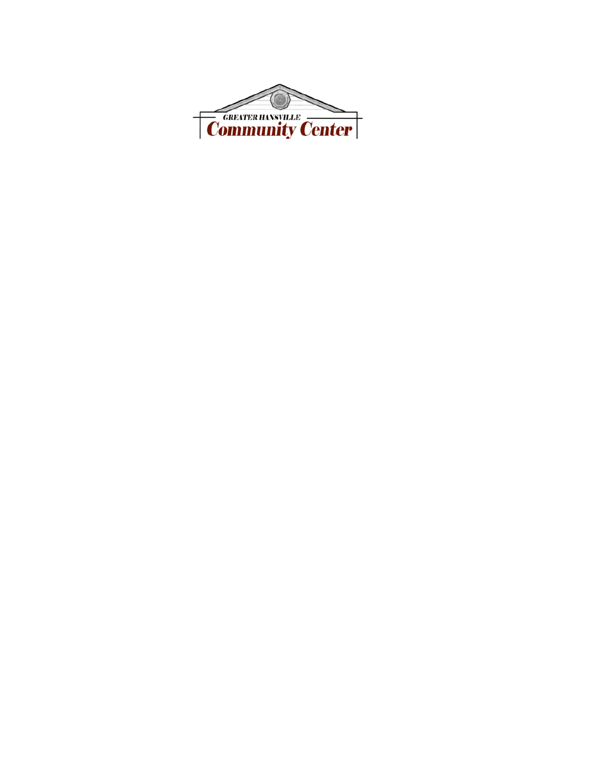GREATER HANSVILLE

Community Center